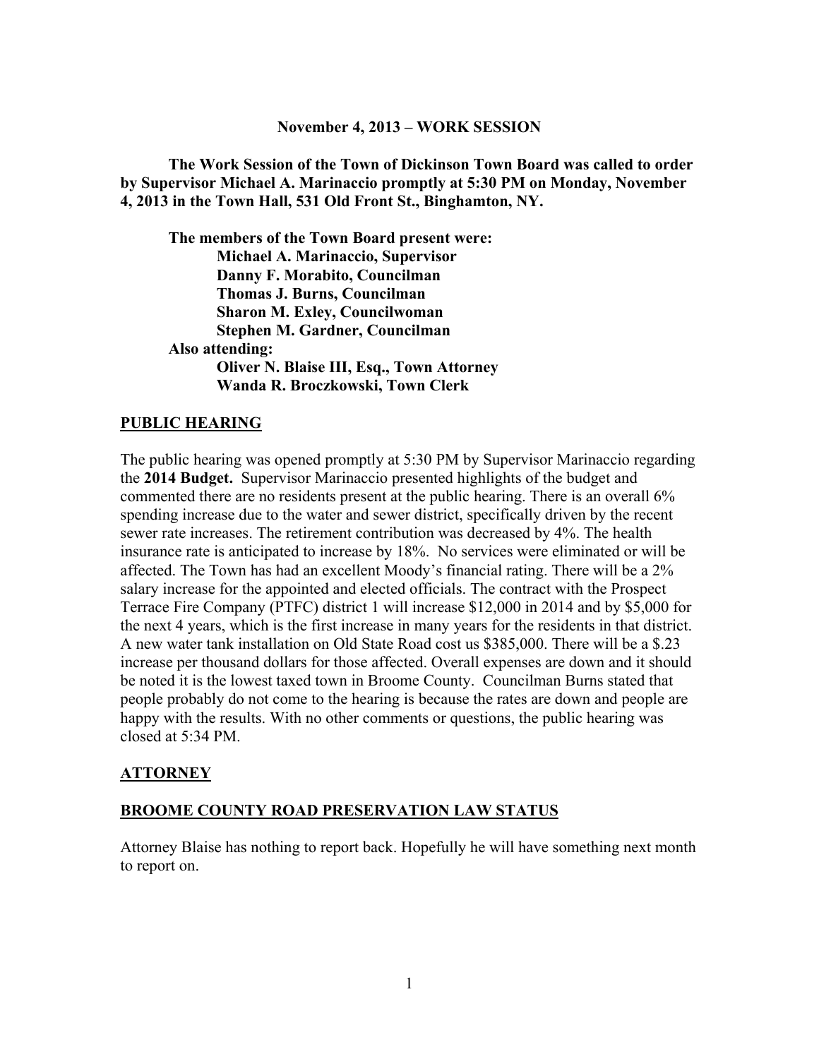**November 4, 2013 – WORK SESSION**

**The Work Session of the Town of Dickinson Town Board was called to order by Supervisor Michael A. Marinaccio promptly at 5:30 PM on Monday, November 4, 2013 in the Town Hall, 531 Old Front St., Binghamton, NY.**

**The members of the Town Board present were:**
**Michael A. Marinaccio, Supervisor**
**Danny F. Morabito, Councilman**
**Thomas J. Burns, Councilman**
**Sharon M. Exley, Councilwoman**
**Stephen M. Gardner, Councilman**

**Also attending:**
**Oliver N. Blaise III, Esq., Town Attorney**
**Wanda R. Broczkowski, Town Clerk**

## PUBLIC HEARING

The public hearing was opened promptly at 5:30 PM by Supervisor Marinaccio regarding the **2014 Budget.** Supervisor Marinaccio presented highlights of the budget and commented there are no residents present at the public hearing. There is an overall 6% spending increase due to the water and sewer district, specifically driven by the recent sewer rate increases. The retirement contribution was decreased by 4%. The health insurance rate is anticipated to increase by 18%. No services were eliminated or will be affected. The Town has had an excellent Moody's financial rating. There will be a 2% salary increase for the appointed and elected officials. The contract with the Prospect Terrace Fire Company (PTFC) district 1 will increase $12,000 in 2014 and by $5,000 for the next 4 years, which is the first increase in many years for the residents in that district. A new water tank installation on Old State Road cost us $385,000. There will be a $.23 increase per thousand dollars for those affected. Overall expenses are down and it should be noted it is the lowest taxed town in Broome County. Councilman Burns stated that people probably do not come to the hearing is because the rates are down and people are happy with the results. With no other comments or questions, the public hearing was closed at 5:34 PM.

## ATTORNEY

## BROOME COUNTY ROAD PRESERVATION LAW STATUS

Attorney Blaise has nothing to report back. Hopefully he will have something next month to report on.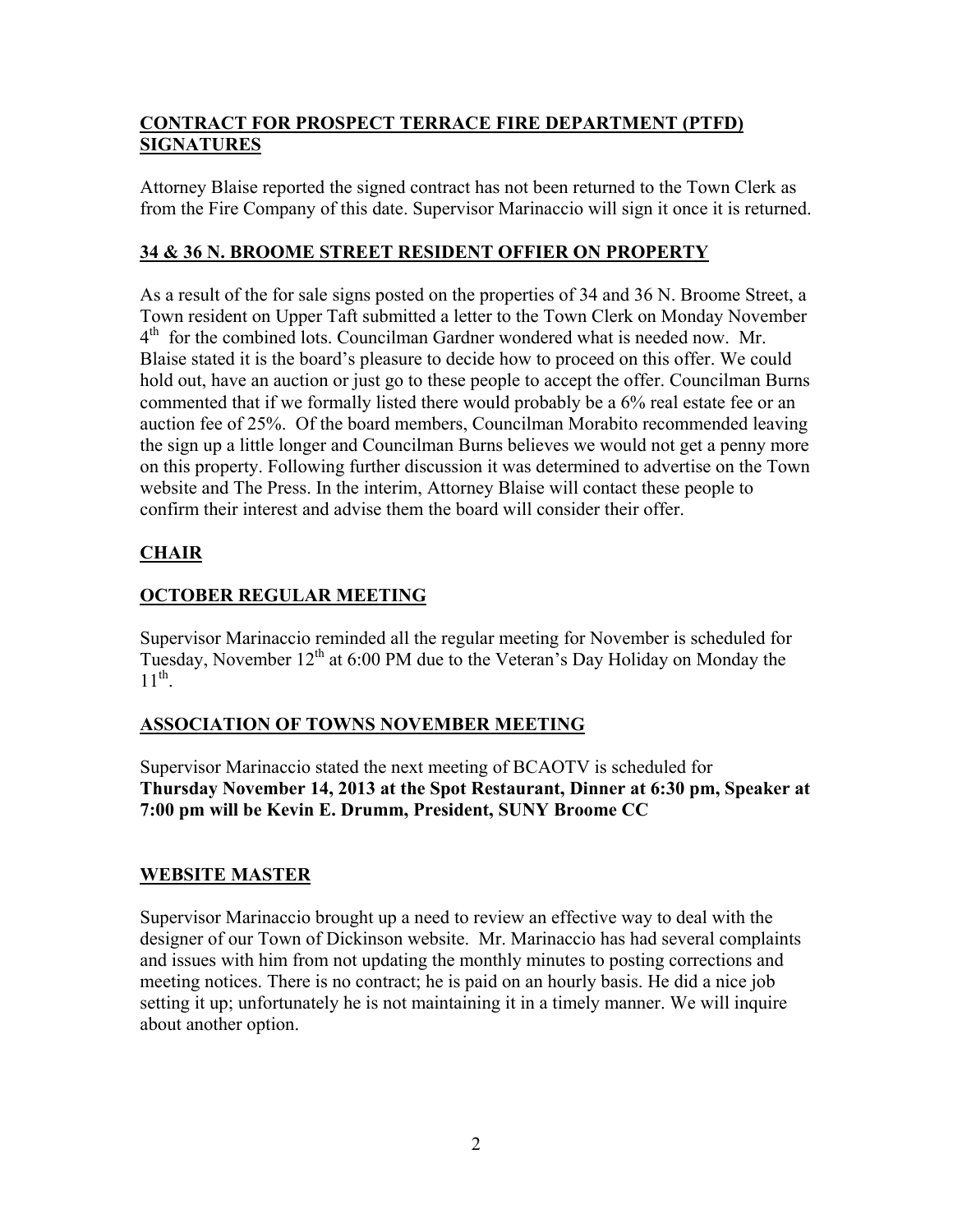## **CONTRACT FOR PROSPECT TERRACE FIRE DEPARTMENT (PTFD) SIGNATURES**

Attorney Blaise reported the signed contract has not been returned to the Town Clerk as from the Fire Company of this date. Supervisor Marinaccio will sign it once it is returned.

## **34 & 36 N. BROOME STREET RESIDENT OFFIER ON PROPERTY**

As a result of the for sale signs posted on the properties of 34 and 36 N. Broome Street, a Town resident on Upper Taft submitted a letter to the Town Clerk on Monday November 4th for the combined lots. Councilman Gardner wondered what is needed now. Mr. Blaise stated it is the board's pleasure to decide how to proceed on this offer. We could hold out, have an auction or just go to these people to accept the offer. Councilman Burns commented that if we formally listed there would probably be a 6% real estate fee or an auction fee of 25%. Of the board members, Councilman Morabito recommended leaving the sign up a little longer and Councilman Burns believes we would not get a penny more on this property. Following further discussion it was determined to advertise on the Town website and The Press. In the interim, Attorney Blaise will contact these people to confirm their interest and advise them the board will consider their offer.

## **CHAIR**

## **OCTOBER REGULAR MEETING**

Supervisor Marinaccio reminded all the regular meeting for November is scheduled for Tuesday, November 12th at 6:00 PM due to the Veteran's Day Holiday on Monday the 11th.

## **ASSOCIATION OF TOWNS NOVEMBER MEETING**

Supervisor Marinaccio stated the next meeting of BCAOTV is scheduled for **Thursday November 14, 2013 at the Spot Restaurant, Dinner at 6:30 pm, Speaker at 7:00 pm will be Kevin E. Drumm, President, SUNY Broome CC**

## **WEBSITE MASTER**

Supervisor Marinaccio brought up a need to review an effective way to deal with the designer of our Town of Dickinson website. Mr. Marinaccio has had several complaints and issues with him from not updating the monthly minutes to posting corrections and meeting notices. There is no contract; he is paid on an hourly basis. He did a nice job setting it up; unfortunately he is not maintaining it in a timely manner. We will inquire about another option.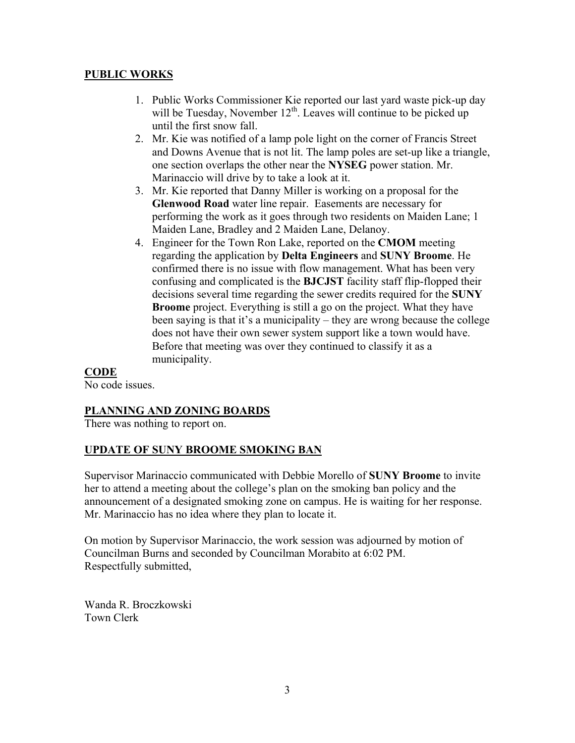## PUBLIC WORKS

1. Public Works Commissioner Kie reported our last yard waste pick-up day will be Tuesday, November 12th. Leaves will continue to be picked up until the first snow fall.
2. Mr. Kie was notified of a lamp pole light on the corner of Francis Street and Downs Avenue that is not lit. The lamp poles are set-up like a triangle, one section overlaps the other near the **NYSEG** power station. Mr. Marinaccio will drive by to take a look at it.
3. Mr. Kie reported that Danny Miller is working on a proposal for the **Glenwood Road** water line repair. Easements are necessary for performing the work as it goes through two residents on Maiden Lane; 1 Maiden Lane, Bradley and 2 Maiden Lane, Delanoy.
4. Engineer for the Town Ron Lake, reported on the **CMOM** meeting regarding the application by **Delta Engineers** and **SUNY Broome**. He confirmed there is no issue with flow management. What has been very confusing and complicated is the **BJCJST** facility staff flip-flopped their decisions several time regarding the sewer credits required for the **SUNY Broome** project. Everything is still a go on the project. What they have been saying is that it's a municipality – they are wrong because the college does not have their own sewer system support like a town would have. Before that meeting was over they continued to classify it as a municipality.

## CODE

No code issues.

## PLANNING AND ZONING BOARDS

There was nothing to report on.

## UPDATE OF SUNY BROOME SMOKING BAN

Supervisor Marinaccio communicated with Debbie Morello of **SUNY Broome** to invite her to attend a meeting about the college's plan on the smoking ban policy and the announcement of a designated smoking zone on campus. He is waiting for her response. Mr. Marinaccio has no idea where they plan to locate it.

On motion by Supervisor Marinaccio, the work session was adjourned by motion of Councilman Burns and seconded by Councilman Morabito at 6:02 PM.
Respectfully submitted,

Wanda R. Broczkowski
Town Clerk